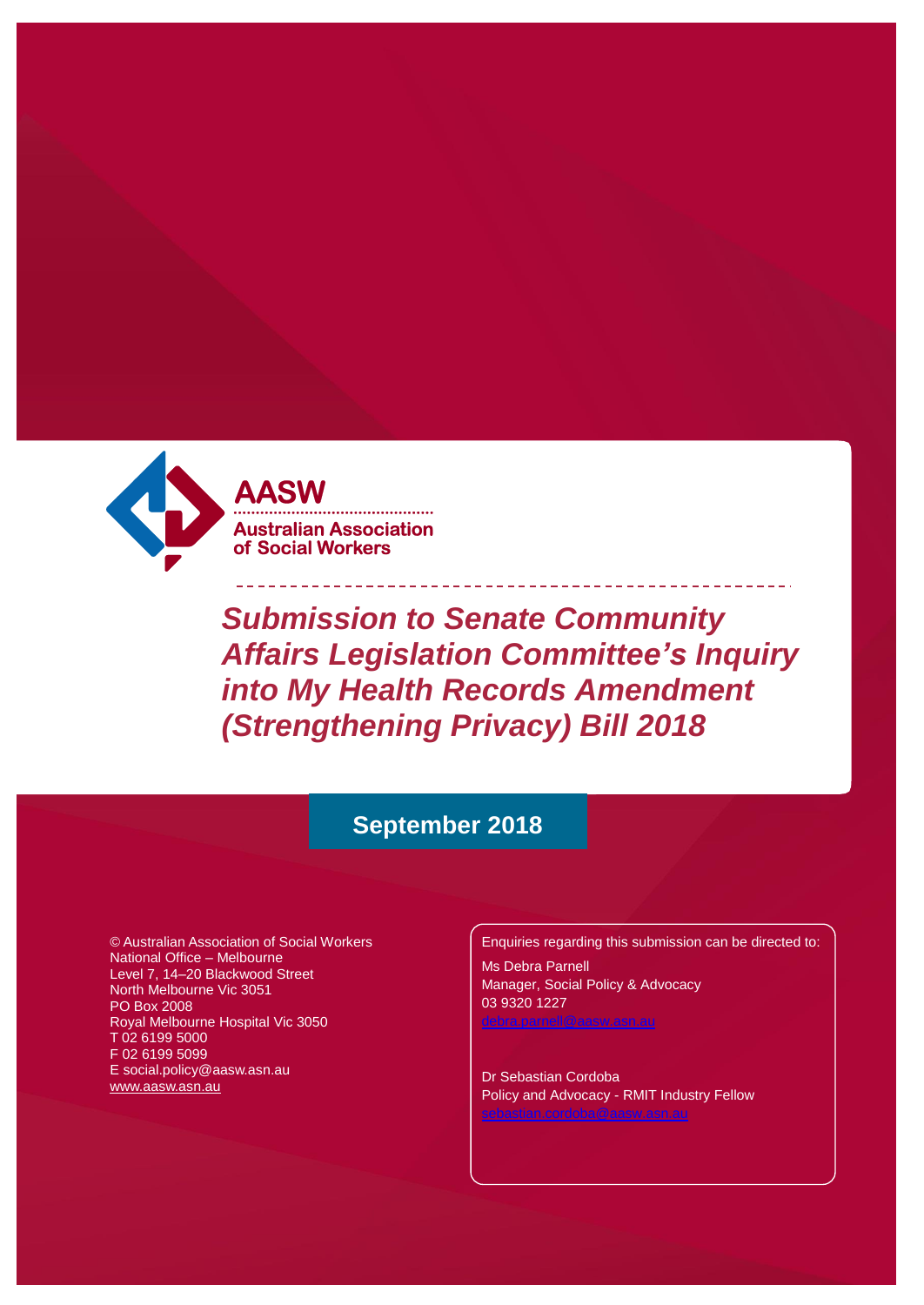**AASW**

**Australian Association of Social Workers**

# *Submission to Senate Community Affairs Legislation Committee's Inquiry into My Health Records Amendment (Strengthening Privacy) Bill 2018*

**September 2018**

© Australian Association of Social Workers
National Office – Melbourne
Level 7, 14–20 Blackwood Street
North Melbourne Vic 3051
PO Box 2008
Royal Melbourne Hospital Vic 3050
T 02 6199 5000
F 02 6199 5099
E social.policy@aasw.asn.au
www.aasw.asn.au

Enquiries regarding this submission can be directed to:

Ms Debra Parnell
Manager, Social Policy & Advocacy
03 9320 1227
debra.parnell@aasw.asn.au

Dr Sebastian Cordoba
Policy and Advocacy - RMIT Industry Fellow
sebastian.cordoba@aasw.asn.au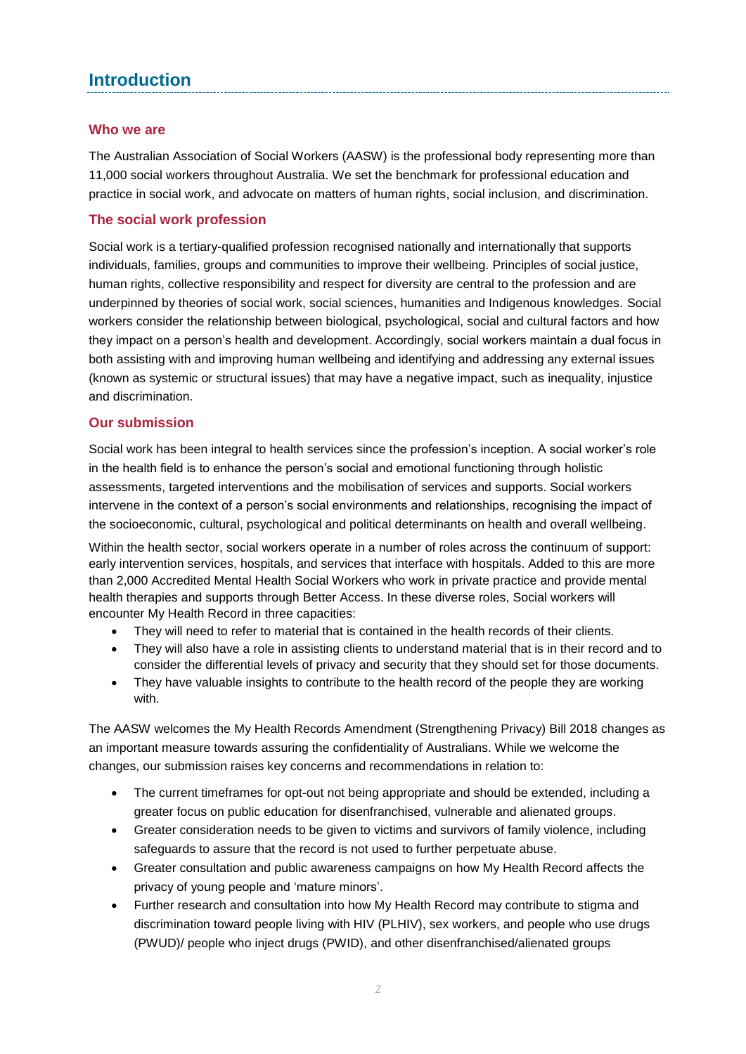# Introduction

## Who we are

The Australian Association of Social Workers (AASW) is the professional body representing more than 11,000 social workers throughout Australia. We set the benchmark for professional education and practice in social work, and advocate on matters of human rights, social inclusion, and discrimination.

## The social work profession

Social work is a tertiary-qualified profession recognised nationally and internationally that supports individuals, families, groups and communities to improve their wellbeing. Principles of social justice, human rights, collective responsibility and respect for diversity are central to the profession and are underpinned by theories of social work, social sciences, humanities and Indigenous knowledges. Social workers consider the relationship between biological, psychological, social and cultural factors and how they impact on a person's health and development. Accordingly, social workers maintain a dual focus in both assisting with and improving human wellbeing and identifying and addressing any external issues (known as systemic or structural issues) that may have a negative impact, such as inequality, injustice and discrimination.

## Our submission

Social work has been integral to health services since the profession's inception. A social worker's role in the health field is to enhance the person's social and emotional functioning through holistic assessments, targeted interventions and the mobilisation of services and supports. Social workers intervene in the context of a person's social environments and relationships, recognising the impact of the socioeconomic, cultural, psychological and political determinants on health and overall wellbeing.

Within the health sector, social workers operate in a number of roles across the continuum of support: early intervention services, hospitals, and services that interface with hospitals. Added to this are more than 2,000 Accredited Mental Health Social Workers who work in private practice and provide mental health therapies and supports through Better Access. In these diverse roles, Social workers will encounter My Health Record in three capacities:

- They will need to refer to material that is contained in the health records of their clients.
- They will also have a role in assisting clients to understand material that is in their record and to consider the differential levels of privacy and security that they should set for those documents.
- They have valuable insights to contribute to the health record of the people they are working with.

The AASW welcomes the My Health Records Amendment (Strengthening Privacy) Bill 2018 changes as an important measure towards assuring the confidentiality of Australians. While we welcome the changes, our submission raises key concerns and recommendations in relation to:

- The current timeframes for opt-out not being appropriate and should be extended, including a greater focus on public education for disenfranchised, vulnerable and alienated groups.
- Greater consideration needs to be given to victims and survivors of family violence, including safeguards to assure that the record is not used to further perpetuate abuse.
- Greater consultation and public awareness campaigns on how My Health Record affects the privacy of young people and 'mature minors'.
- Further research and consultation into how My Health Record may contribute to stigma and discrimination toward people living with HIV (PLHIV), sex workers, and people who use drugs (PWUD)/ people who inject drugs (PWID), and other disenfranchised/alienated groups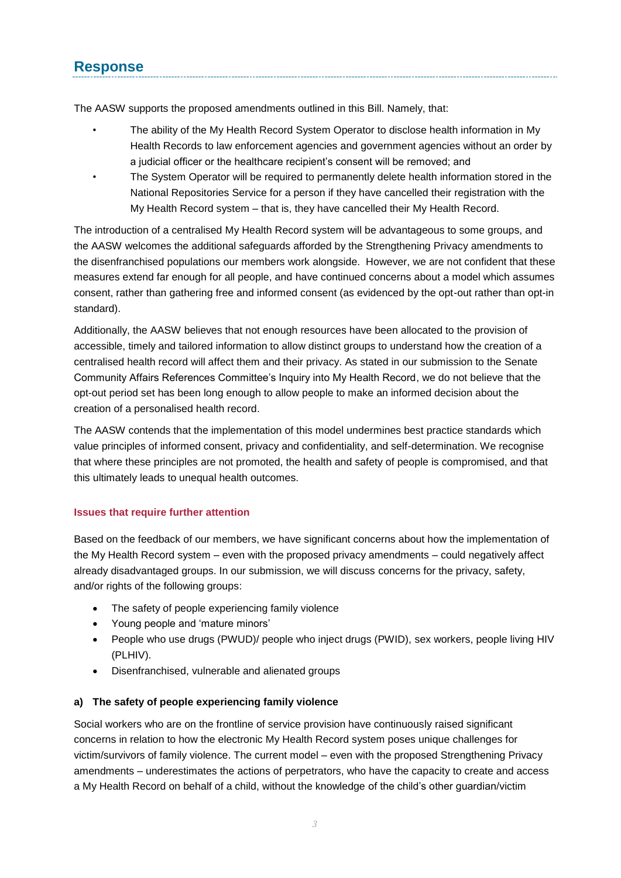## Response

The AASW supports the proposed amendments outlined in this Bill. Namely, that:

- The ability of the My Health Record System Operator to disclose health information in My Health Records to law enforcement agencies and government agencies without an order by a judicial officer or the healthcare recipient's consent will be removed; and
- The System Operator will be required to permanently delete health information stored in the National Repositories Service for a person if they have cancelled their registration with the My Health Record system – that is, they have cancelled their My Health Record.

The introduction of a centralised My Health Record system will be advantageous to some groups, and the AASW welcomes the additional safeguards afforded by the Strengthening Privacy amendments to the disenfranchised populations our members work alongside. However, we are not confident that these measures extend far enough for all people, and have continued concerns about a model which assumes consent, rather than gathering free and informed consent (as evidenced by the opt-out rather than opt-in standard).

Additionally, the AASW believes that not enough resources have been allocated to the provision of accessible, timely and tailored information to allow distinct groups to understand how the creation of a centralised health record will affect them and their privacy. As stated in our submission to the Senate Community Affairs References Committee's Inquiry into My Health Record, we do not believe that the opt-out period set has been long enough to allow people to make an informed decision about the creation of a personalised health record.

The AASW contends that the implementation of this model undermines best practice standards which value principles of informed consent, privacy and confidentiality, and self-determination. We recognise that where these principles are not promoted, the health and safety of people is compromised, and that this ultimately leads to unequal health outcomes.

#### Issues that require further attention

Based on the feedback of our members, we have significant concerns about how the implementation of the My Health Record system – even with the proposed privacy amendments – could negatively affect already disadvantaged groups. In our submission, we will discuss concerns for the privacy, safety, and/or rights of the following groups:

- The safety of people experiencing family violence
- Young people and 'mature minors'
- People who use drugs (PWUD)/ people who inject drugs (PWID), sex workers, people living HIV (PLHIV).
- Disenfranchised, vulnerable and alienated groups

#### a) The safety of people experiencing family violence

Social workers who are on the frontline of service provision have continuously raised significant concerns in relation to how the electronic My Health Record system poses unique challenges for victim/survivors of family violence. The current model – even with the proposed Strengthening Privacy amendments – underestimates the actions of perpetrators, who have the capacity to create and access a My Health Record on behalf of a child, without the knowledge of the child's other guardian/victim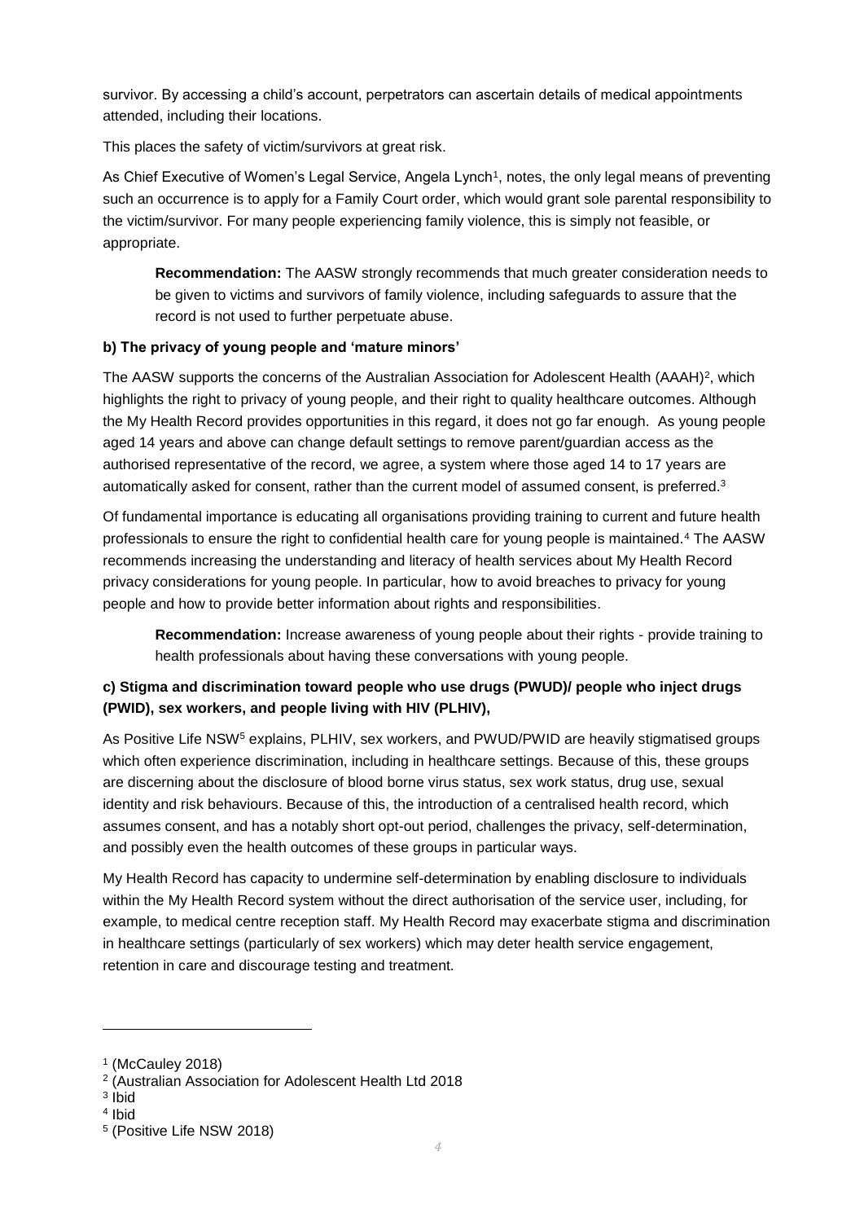survivor. By accessing a child's account, perpetrators can ascertain details of medical appointments attended, including their locations.

This places the safety of victim/survivors at great risk.

As Chief Executive of Women's Legal Service, Angela Lynch[1], notes, the only legal means of preventing such an occurrence is to apply for a Family Court order, which would grant sole parental responsibility to the victim/survivor. For many people experiencing family violence, this is simply not feasible, or appropriate.

> **Recommendation:** The AASW strongly recommends that much greater consideration needs to be given to victims and survivors of family violence, including safeguards to assure that the record is not used to further perpetuate abuse.

**b) The privacy of young people and 'mature minors'**

The AASW supports the concerns of the Australian Association for Adolescent Health (AAAH)[2], which highlights the right to privacy of young people, and their right to quality healthcare outcomes. Although the My Health Record provides opportunities in this regard, it does not go far enough. As young people aged 14 years and above can change default settings to remove parent/guardian access as the authorised representative of the record, we agree, a system where those aged 14 to 17 years are automatically asked for consent, rather than the current model of assumed consent, is preferred.[3]

Of fundamental importance is educating all organisations providing training to current and future health professionals to ensure the right to confidential health care for young people is maintained.[4] The AASW recommends increasing the understanding and literacy of health services about My Health Record privacy considerations for young people. In particular, how to avoid breaches to privacy for young people and how to provide better information about rights and responsibilities.

> **Recommendation:** Increase awareness of young people about their rights - provide training to health professionals about having these conversations with young people.

**c) Stigma and discrimination toward people who use drugs (PWUD)/ people who inject drugs (PWID), sex workers, and people living with HIV (PLHIV),**

As Positive Life NSW[5] explains, PLHIV, sex workers, and PWUD/PWID are heavily stigmatised groups which often experience discrimination, including in healthcare settings. Because of this, these groups are discerning about the disclosure of blood borne virus status, sex work status, drug use, sexual identity and risk behaviours. Because of this, the introduction of a centralised health record, which assumes consent, and has a notably short opt-out period, challenges the privacy, self-determination, and possibly even the health outcomes of these groups in particular ways.

My Health Record has capacity to undermine self-determination by enabling disclosure to individuals within the My Health Record system without the direct authorisation of the service user, including, for example, to medical centre reception staff. My Health Record may exacerbate stigma and discrimination in healthcare settings (particularly of sex workers) which may deter health service engagement, retention in care and discourage testing and treatment.

---

[1] (McCauley 2018)

[2] (Australian Association for Adolescent Health Ltd 2018

[3] Ibid

[4] Ibid

[5] (Positive Life NSW 2018)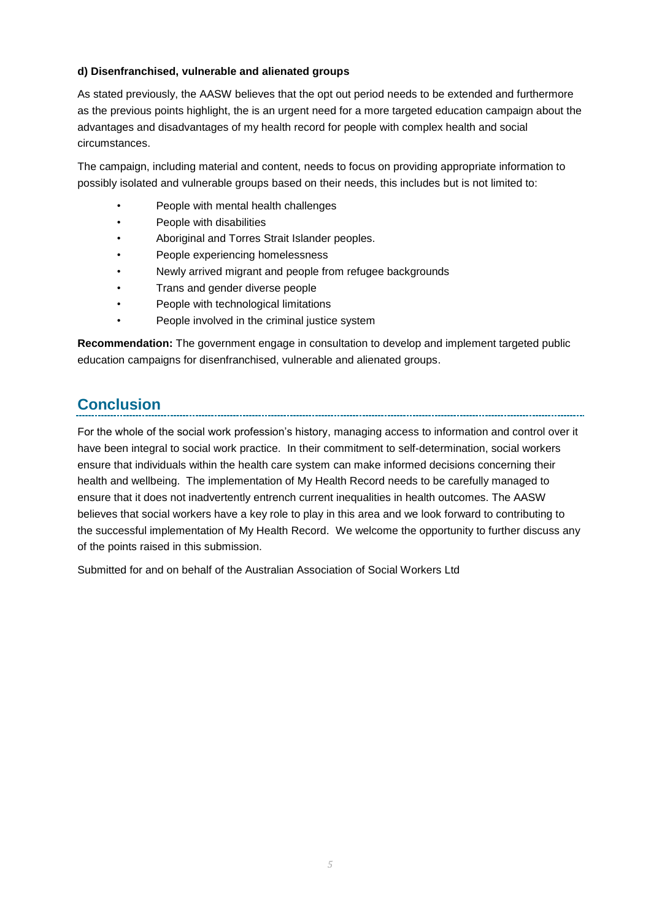**d) Disenfranchised, vulnerable and alienated groups**

As stated previously, the AASW believes that the opt out period needs to be extended and furthermore as the previous points highlight, the is an urgent need for a more targeted education campaign about the advantages and disadvantages of my health record for people with complex health and social circumstances.

The campaign, including material and content, needs to focus on providing appropriate information to possibly isolated and vulnerable groups based on their needs, this includes but is not limited to:

- People with mental health challenges
- People with disabilities
- Aboriginal and Torres Strait Islander peoples.
- People experiencing homelessness
- Newly arrived migrant and people from refugee backgrounds
- Trans and gender diverse people
- People with technological limitations
- People involved in the criminal justice system

**Recommendation:** The government engage in consultation to develop and implement targeted public education campaigns for disenfranchised, vulnerable and alienated groups.

## Conclusion

For the whole of the social work profession's history, managing access to information and control over it have been integral to social work practice. In their commitment to self-determination, social workers ensure that individuals within the health care system can make informed decisions concerning their health and wellbeing. The implementation of My Health Record needs to be carefully managed to ensure that it does not inadvertently entrench current inequalities in health outcomes. The AASW believes that social workers have a key role to play in this area and we look forward to contributing to the successful implementation of My Health Record. We welcome the opportunity to further discuss any of the points raised in this submission.

Submitted for and on behalf of the Australian Association of Social Workers Ltd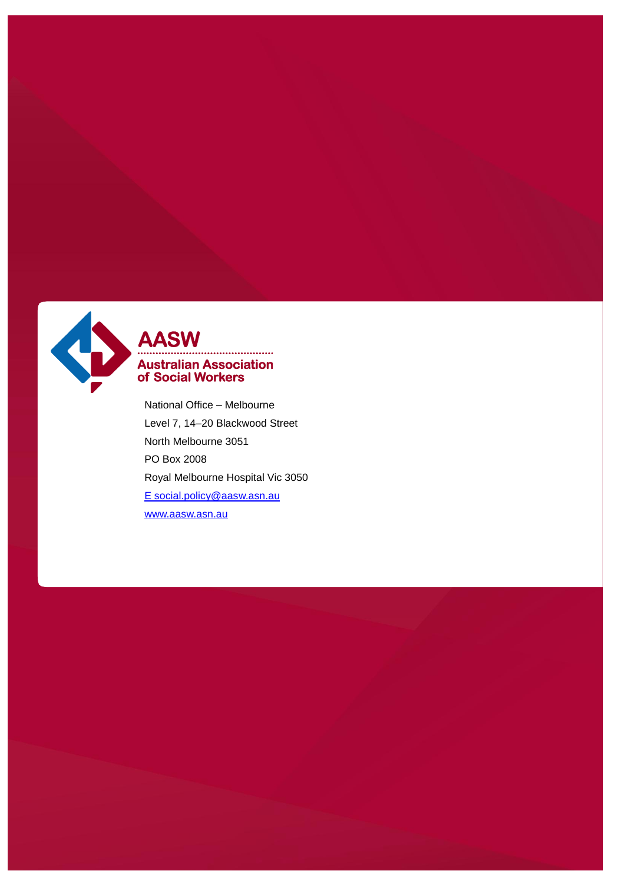**AASW**

**Australian Association of Social Workers**

National Office – Melbourne
Level 7, 14–20 Blackwood Street
North Melbourne 3051
PO Box 2008
Royal Melbourne Hospital Vic 3050
E social.policy@aasw.asn.au
www.aasw.asn.au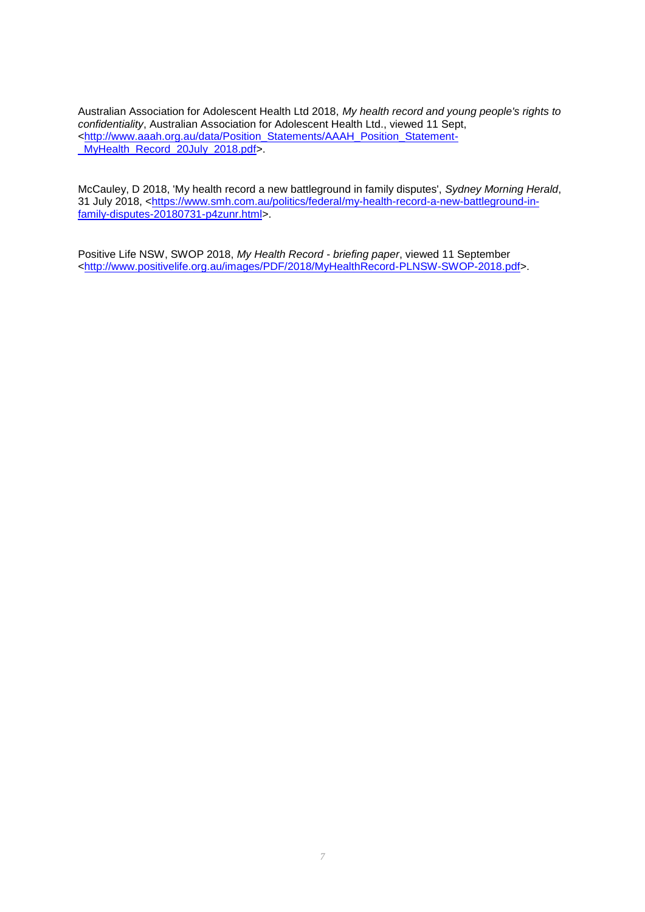Australian Association for Adolescent Health Ltd 2018, *My health record and young people's rights to confidentiality*, Australian Association for Adolescent Health Ltd., viewed 11 Sept, <http://www.aaah.org.au/data/Position_Statements/AAAH_Position_Statement-_MyHealth_Record_20July_2018.pdf>.

McCauley, D 2018, 'My health record a new battleground in family disputes', *Sydney Morning Herald*, 31 July 2018, <https://www.smh.com.au/politics/federal/my-health-record-a-new-battleground-in-family-disputes-20180731-p4zunr.html>.

Positive Life NSW, SWOP 2018, *My Health Record - briefing paper*, viewed 11 September <http://www.positivelife.org.au/images/PDF/2018/MyHealthRecord-PLNSW-SWOP-2018.pdf>.